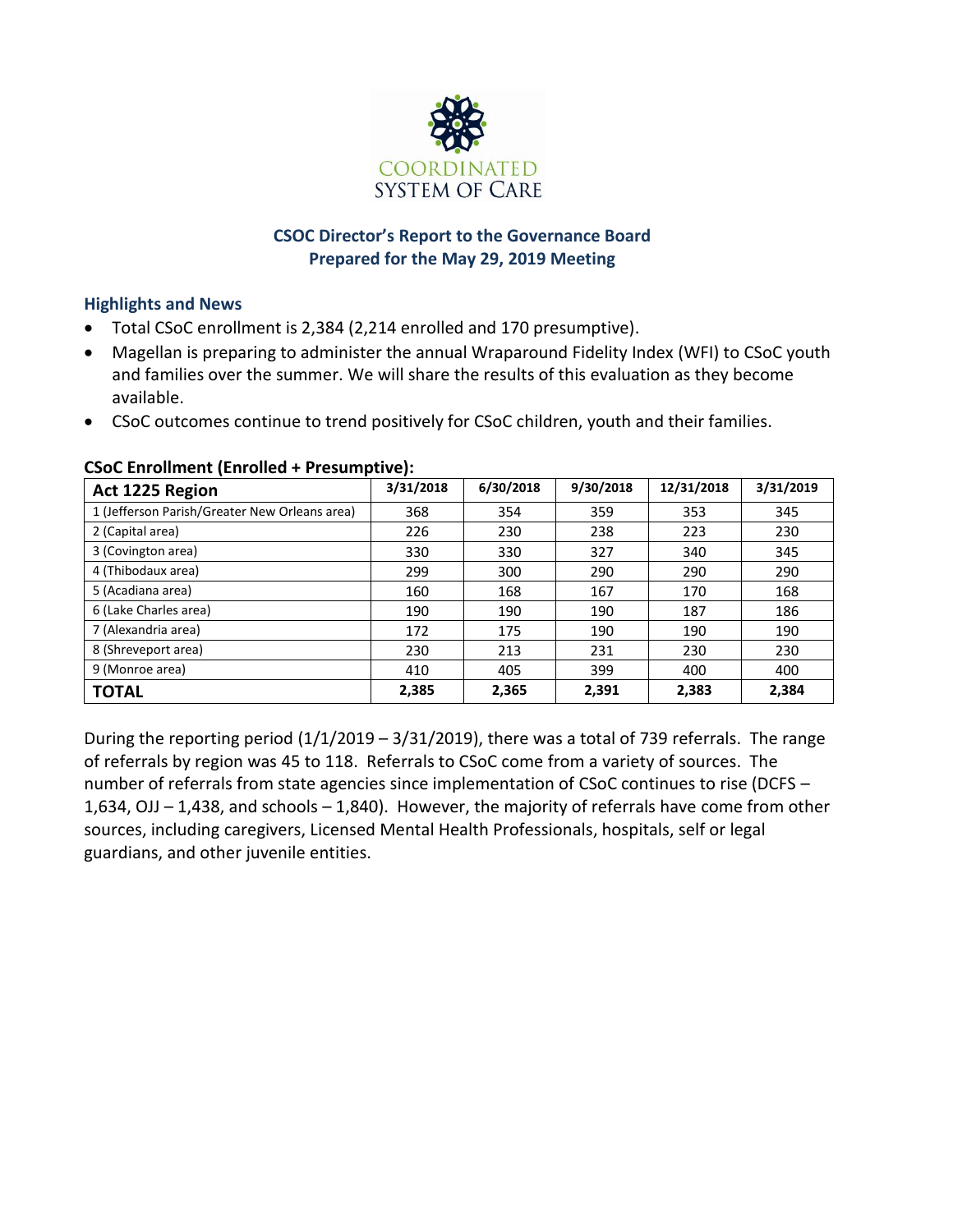COORDINATED SYSTEM OF CARE

# CSOC Director's Report to the Governance Board
## Prepared for the May 29, 2019 Meeting

### Highlights and News

- Total CSoC enrollment is 2,384 (2,214 enrolled and 170 presumptive).
- Magellan is preparing to administer the annual Wraparound Fidelity Index (WFI) to CSoC youth and families over the summer. We will share the results of this evaluation as they become available.
- CSoC outcomes continue to trend positively for CSoC children, youth and their families.

### CSoC Enrollment (Enrolled + Presumptive):

| Act 1225 Region | 3/31/2018 | 6/30/2018 | 9/30/2018 | 12/31/2018 | 3/31/2019 |
|---|---|---|---|---|---|
| 1 (Jefferson Parish/Greater New Orleans area) | 368 | 354 | 359 | 353 | 345 |
| 2 (Capital area) | 226 | 230 | 238 | 223 | 230 |
| 3 (Covington area) | 330 | 330 | 327 | 340 | 345 |
| 4 (Thibodaux area) | 299 | 300 | 290 | 290 | 290 |
| 5 (Acadiana area) | 160 | 168 | 167 | 170 | 168 |
| 6 (Lake Charles area) | 190 | 190 | 190 | 187 | 186 |
| 7 (Alexandria area) | 172 | 175 | 190 | 190 | 190 |
| 8 (Shreveport area) | 230 | 213 | 231 | 230 | 230 |
| 9 (Monroe area) | 410 | 405 | 399 | 400 | 400 |
| **TOTAL** | **2,385** | **2,365** | **2,391** | **2,383** | **2,384** |

During the reporting period (1/1/2019 – 3/31/2019), there was a total of 739 referrals. The range of referrals by region was 45 to 118. Referrals to CSoC come from a variety of sources. The number of referrals from state agencies since implementation of CSoC continues to rise (DCFS – 1,634, OJJ – 1,438, and schools – 1,840). However, the majority of referrals have come from other sources, including caregivers, Licensed Mental Health Professionals, hospitals, self or legal guardians, and other juvenile entities.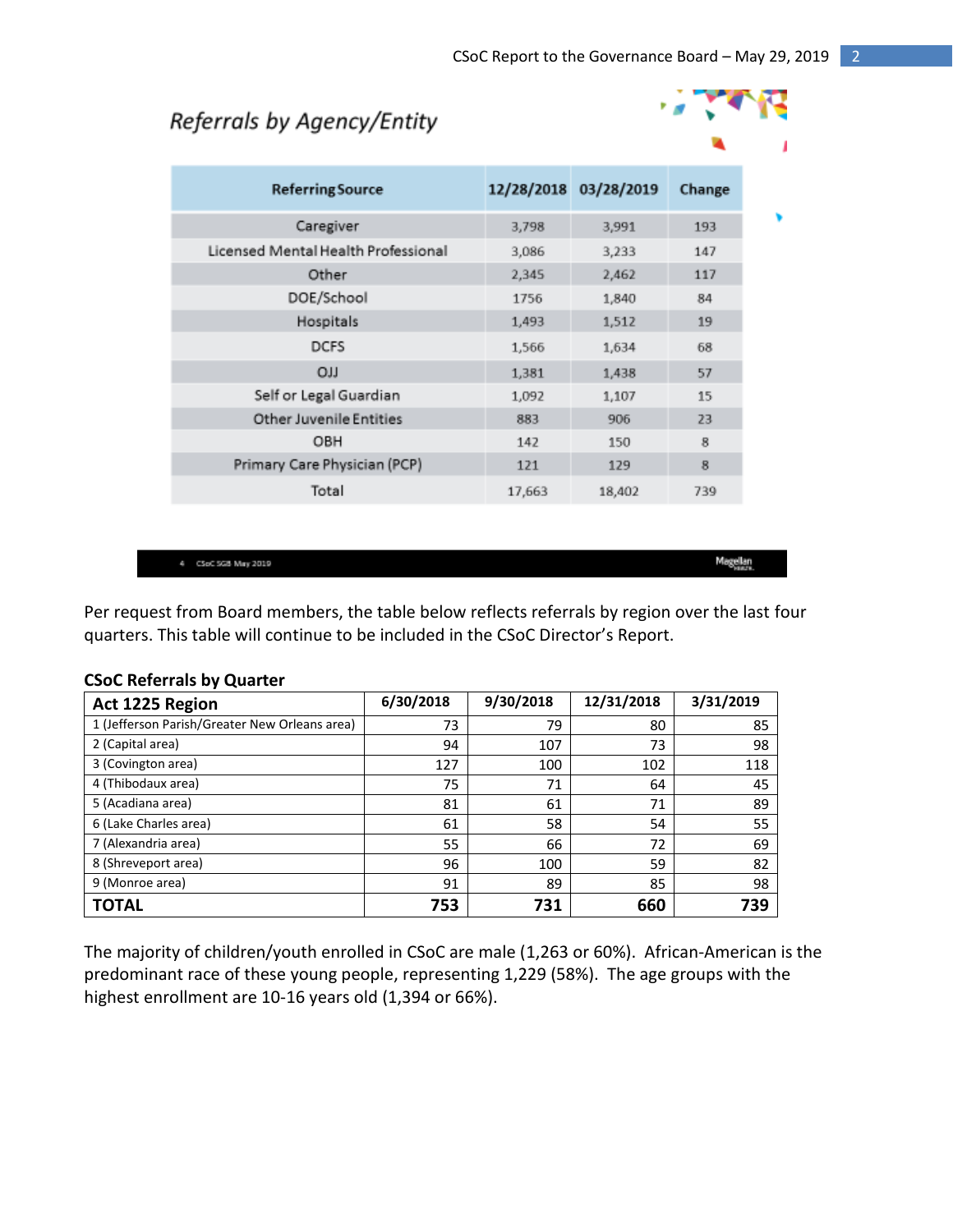## Referrals by Agency/Entity

| Referring Source | 12/28/2018 | 03/28/2019 | Change |
|---|---|---|---|
| Caregiver | 3,798 | 3,991 | 193 |
| Licensed Mental Health Professional | 3,086 | 3,233 | 147 |
| Other | 2,345 | 2,462 | 117 |
| DOE/School | 1756 | 1,840 | 84 |
| Hospitals | 1,493 | 1,512 | 19 |
| DCFS | 1,566 | 1,634 | 68 |
| OJJ | 1,381 | 1,438 | 57 |
| Self or Legal Guardian | 1,092 | 1,107 | 15 |
| Other Juvenile Entities | 883 | 906 | 23 |
| OBH | 142 | 150 | 8 |
| Primary Care Physician (PCP) | 121 | 129 | 8 |
| Total | 17,663 | 18,402 | 739 |

Per request from Board members, the table below reflects referrals by region over the last four quarters. This table will continue to be included in the CSoC Director's Report.

**CSoC Referrals by Quarter**

| Act 1225 Region | 6/30/2018 | 9/30/2018 | 12/31/2018 | 3/31/2019 |
|---|---|---|---|---|
| 1 (Jefferson Parish/Greater New Orleans area) | 73 | 79 | 80 | 85 |
| 2 (Capital area) | 94 | 107 | 73 | 98 |
| 3 (Covington area) | 127 | 100 | 102 | 118 |
| 4 (Thibodaux area) | 75 | 71 | 64 | 45 |
| 5 (Acadiana area) | 81 | 61 | 71 | 89 |
| 6 (Lake Charles area) | 61 | 58 | 54 | 55 |
| 7 (Alexandria area) | 55 | 66 | 72 | 69 |
| 8 (Shreveport area) | 96 | 100 | 59 | 82 |
| 9 (Monroe area) | 91 | 89 | 85 | 98 |
| **TOTAL** | **753** | **731** | **660** | **739** |

The majority of children/youth enrolled in CSoC are male (1,263 or 60%). African-American is the predominant race of these young people, representing 1,229 (58%). The age groups with the highest enrollment are 10-16 years old (1,394 or 66%).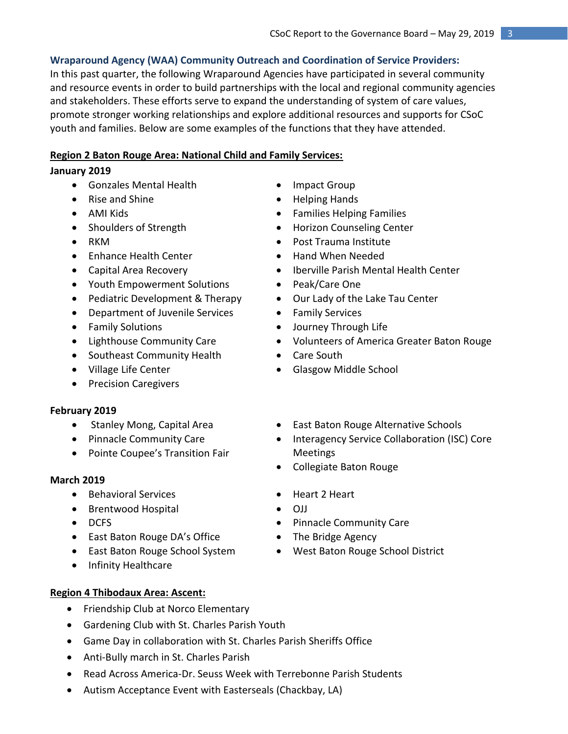**Wraparound Agency (WAA) Community Outreach and Coordination of Service Providers:**
In this past quarter, the following Wraparound Agencies have participated in several community and resource events in order to build partnerships with the local and regional community agencies and stakeholders. These efforts serve to expand the understanding of system of care values, promote stronger working relationships and explore additional resources and supports for CSoC youth and families. Below are some examples of the functions that they have attended.

**Region 2 Baton Rouge Area: National Child and Family Services:**

**January 2019**

- Gonzales Mental Health
- Rise and Shine
- AMI Kids
- Shoulders of Strength
- RKM
- Enhance Health Center
- Capital Area Recovery
- Youth Empowerment Solutions
- Pediatric Development & Therapy
- Department of Juvenile Services
- Family Solutions
- Lighthouse Community Care
- Southeast Community Health
- Village Life Center
- Precision Caregivers
- Impact Group
- Helping Hands
- Families Helping Families
- Horizon Counseling Center
- Post Trauma Institute
- Hand When Needed
- Iberville Parish Mental Health Center
- Peak/Care One
- Our Lady of the Lake Tau Center
- Family Services
- Journey Through Life
- Volunteers of America Greater Baton Rouge
- Care South
- Glasgow Middle School

**February 2019**

- Stanley Mong, Capital Area
- Pinnacle Community Care
- Pointe Coupee's Transition Fair
- East Baton Rouge Alternative Schools
- Interagency Service Collaboration (ISC) Core Meetings
- Collegiate Baton Rouge

**March 2019**

- Behavioral Services
- Brentwood Hospital
- DCFS
- East Baton Rouge DA's Office
- East Baton Rouge School System
- Infinity Healthcare
- Heart 2 Heart
- OJJ
- Pinnacle Community Care
- The Bridge Agency
- West Baton Rouge School District

**Region 4 Thibodaux Area: Ascent:**

- Friendship Club at Norco Elementary
- Gardening Club with St. Charles Parish Youth
- Game Day in collaboration with St. Charles Parish Sheriffs Office
- Anti-Bully march in St. Charles Parish
- Read Across America-Dr. Seuss Week with Terrebonne Parish Students
- Autism Acceptance Event with Easterseals (Chackbay, LA)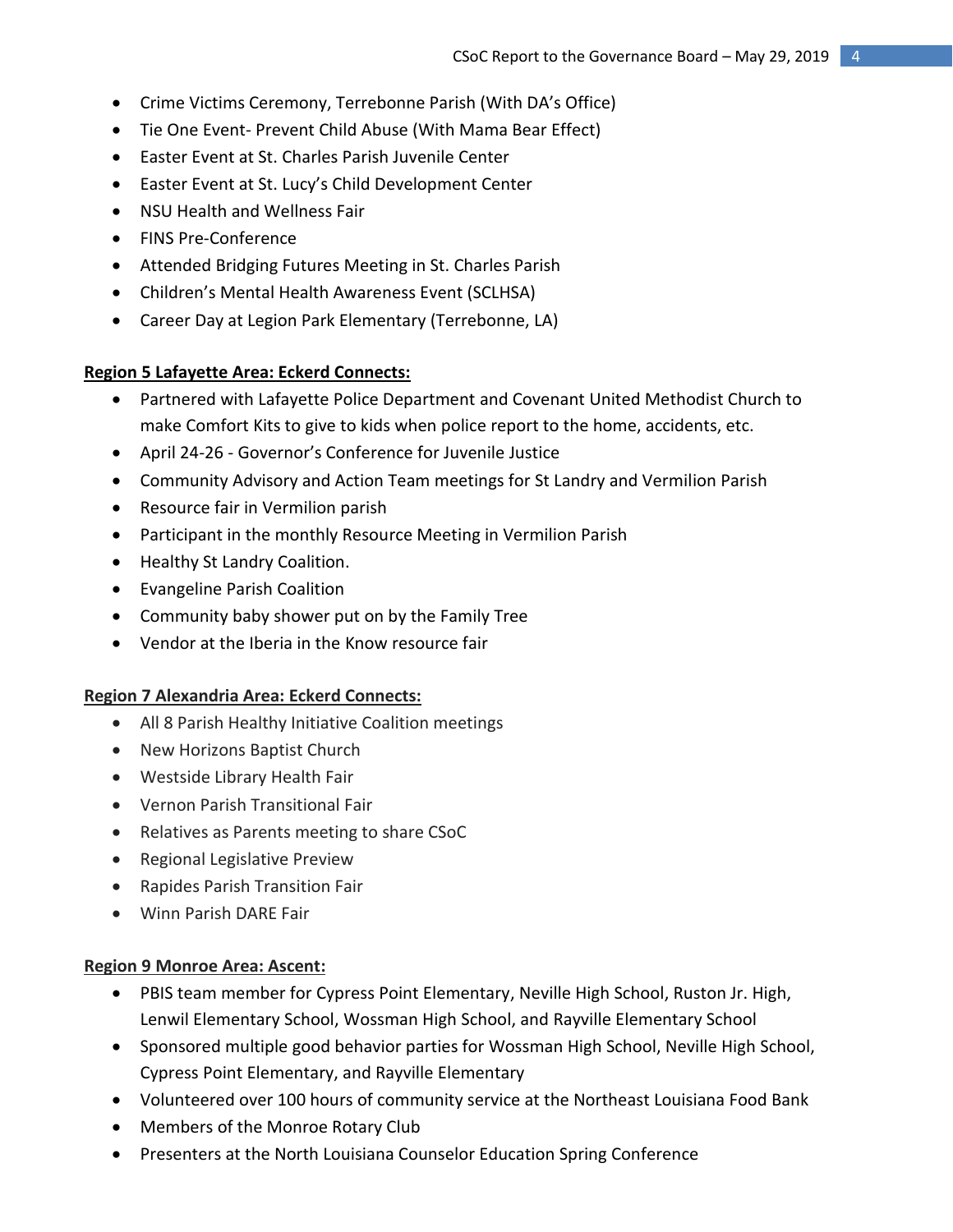- Crime Victims Ceremony, Terrebonne Parish (With DA's Office)
- Tie One Event- Prevent Child Abuse (With Mama Bear Effect)
- Easter Event at St. Charles Parish Juvenile Center
- Easter Event at St. Lucy's Child Development Center
- NSU Health and Wellness Fair
- FINS Pre-Conference
- Attended Bridging Futures Meeting in St. Charles Parish
- Children's Mental Health Awareness Event (SCLHSA)
- Career Day at Legion Park Elementary (Terrebonne, LA)

**<u>Region 5 Lafayette Area: Eckerd Connects:</u>**

- Partnered with Lafayette Police Department and Covenant United Methodist Church to make Comfort Kits to give to kids when police report to the home, accidents, etc.
- April 24-26 - Governor's Conference for Juvenile Justice
- Community Advisory and Action Team meetings for St Landry and Vermilion Parish
- Resource fair in Vermilion parish
- Participant in the monthly Resource Meeting in Vermilion Parish
- Healthy St Landry Coalition.
- Evangeline Parish Coalition
- Community baby shower put on by the Family Tree
- Vendor at the Iberia in the Know resource fair

**<u>Region 7 Alexandria Area: Eckerd Connects:</u>**

- All 8 Parish Healthy Initiative Coalition meetings
- New Horizons Baptist Church
- Westside Library Health Fair
- Vernon Parish Transitional Fair
- Relatives as Parents meeting to share CSoC
- Regional Legislative Preview
- Rapides Parish Transition Fair
- Winn Parish DARE Fair

**<u>Region 9 Monroe Area: Ascent:</u>**

- PBIS team member for Cypress Point Elementary, Neville High School, Ruston Jr. High, Lenwil Elementary School, Wossman High School, and Rayville Elementary School
- Sponsored multiple good behavior parties for Wossman High School, Neville High School, Cypress Point Elementary, and Rayville Elementary
- Volunteered over 100 hours of community service at the Northeast Louisiana Food Bank
- Members of the Monroe Rotary Club
- Presenters at the North Louisiana Counselor Education Spring Conference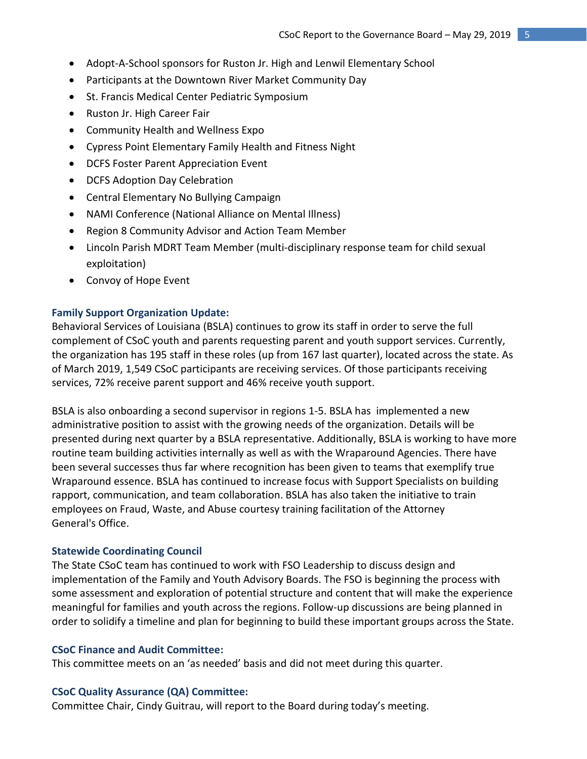- Adopt-A-School sponsors for Ruston Jr. High and Lenwil Elementary School
- Participants at the Downtown River Market Community Day
- St. Francis Medical Center Pediatric Symposium
- Ruston Jr. High Career Fair
- Community Health and Wellness Expo
- Cypress Point Elementary Family Health and Fitness Night
- DCFS Foster Parent Appreciation Event
- DCFS Adoption Day Celebration
- Central Elementary No Bullying Campaign
- NAMI Conference (National Alliance on Mental Illness)
- Region 8 Community Advisor and Action Team Member
- Lincoln Parish MDRT Team Member (multi-disciplinary response team for child sexual exploitation)
- Convoy of Hope Event

### Family Support Organization Update:

Behavioral Services of Louisiana (BSLA) continues to grow its staff in order to serve the full complement of CSoC youth and parents requesting parent and youth support services. Currently, the organization has 195 staff in these roles (up from 167 last quarter), located across the state. As of March 2019, 1,549 CSoC participants are receiving services. Of those participants receiving services, 72% receive parent support and 46% receive youth support.

BSLA is also onboarding a second supervisor in regions 1-5. BSLA has implemented a new administrative position to assist with the growing needs of the organization. Details will be presented during next quarter by a BSLA representative. Additionally, BSLA is working to have more routine team building activities internally as well as with the Wraparound Agencies. There have been several successes thus far where recognition has been given to teams that exemplify true Wraparound essence. BSLA has continued to increase focus with Support Specialists on building rapport, communication, and team collaboration. BSLA has also taken the initiative to train employees on Fraud, Waste, and Abuse courtesy training facilitation of the Attorney General's Office.

### Statewide Coordinating Council

The State CSoC team has continued to work with FSO Leadership to discuss design and implementation of the Family and Youth Advisory Boards. The FSO is beginning the process with some assessment and exploration of potential structure and content that will make the experience meaningful for families and youth across the regions. Follow-up discussions are being planned in order to solidify a timeline and plan for beginning to build these important groups across the State.

### CSoC Finance and Audit Committee:

This committee meets on an 'as needed' basis and did not meet during this quarter.

### CSoC Quality Assurance (QA) Committee:

Committee Chair, Cindy Guitrau, will report to the Board during today's meeting.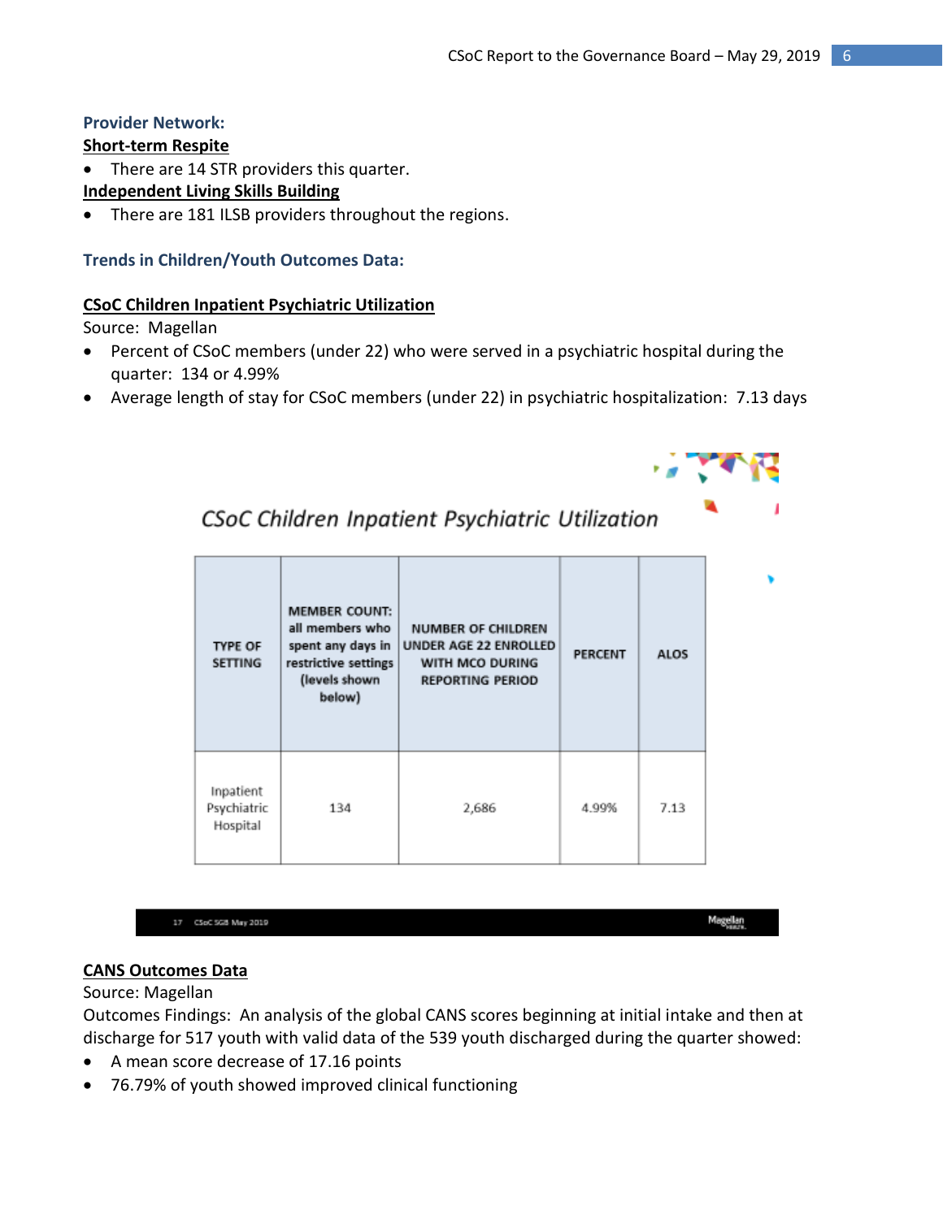**Provider Network:**

**Short-term Respite**

- There are 14 STR providers this quarter.

**Independent Living Skills Building**

- There are 181 ILSB providers throughout the regions.

**Trends in Children/Youth Outcomes Data:**

**CSoC Children Inpatient Psychiatric Utilization**

Source: Magellan

- Percent of CSoC members (under 22) who were served in a psychiatric hospital during the quarter: 134 or 4.99%
- Average length of stay for CSoC members (under 22) in psychiatric hospitalization: 7.13 days

*CSoC Children Inpatient Psychiatric Utilization*

| TYPE OF SETTING | MEMBER COUNT: all members who spent any days in restrictive settings (levels shown below) | NUMBER OF CHILDREN UNDER AGE 22 ENROLLED WITH MCO DURING REPORTING PERIOD | PERCENT | ALOS |
|---|---|---|---|---|
| Inpatient Psychiatric Hospital | 134 | 2,686 | 4.99% | 7.13 |

17 CSoC SGB May 2019 Magellan

**CANS Outcomes Data**

Source: Magellan

Outcomes Findings: An analysis of the global CANS scores beginning at initial intake and then at discharge for 517 youth with valid data of the 539 youth discharged during the quarter showed:

- A mean score decrease of 17.16 points
- 76.79% of youth showed improved clinical functioning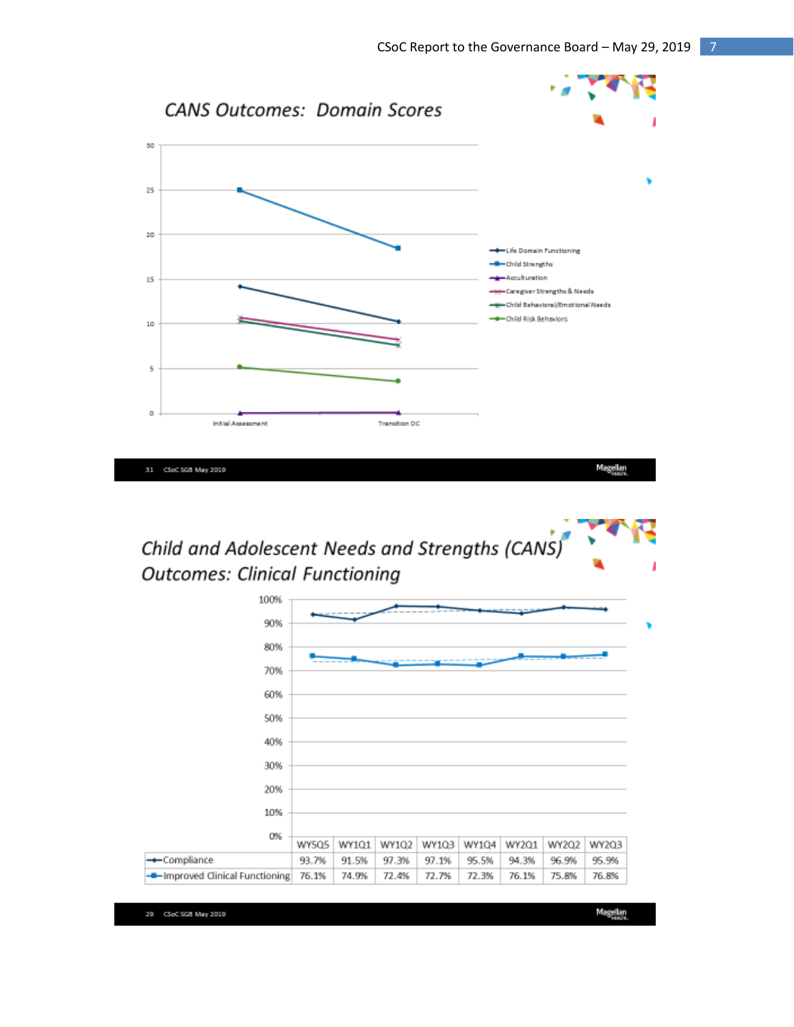## CANS Outcomes: Domain Scores

Legend: Life Domain Functioning; Child Strengths; Acculturation; Caregiver Strengths & Needs; Child Behavioral/Emotional Needs; Child Risk Behaviors

X-axis: Initial Assessment, Transition DC

## Child and Adolescent Needs and Strengths (CANS) Outcomes: Clinical Functioning

| | WY5Q5 | WY1Q1 | WY1Q2 | WY1Q3 | WY1Q4 | WY2Q1 | WY2Q2 | WY2Q3 |
|---|---|---|---|---|---|---|---|---|
| Compliance | 93.7% | 91.5% | 97.3% | 97.1% | 95.5% | 94.3% | 96.9% | 95.9% |
| Improved Clinical Functioning | 76.1% | 74.9% | 72.4% | 72.7% | 72.3% | 76.1% | 75.8% | 76.8% |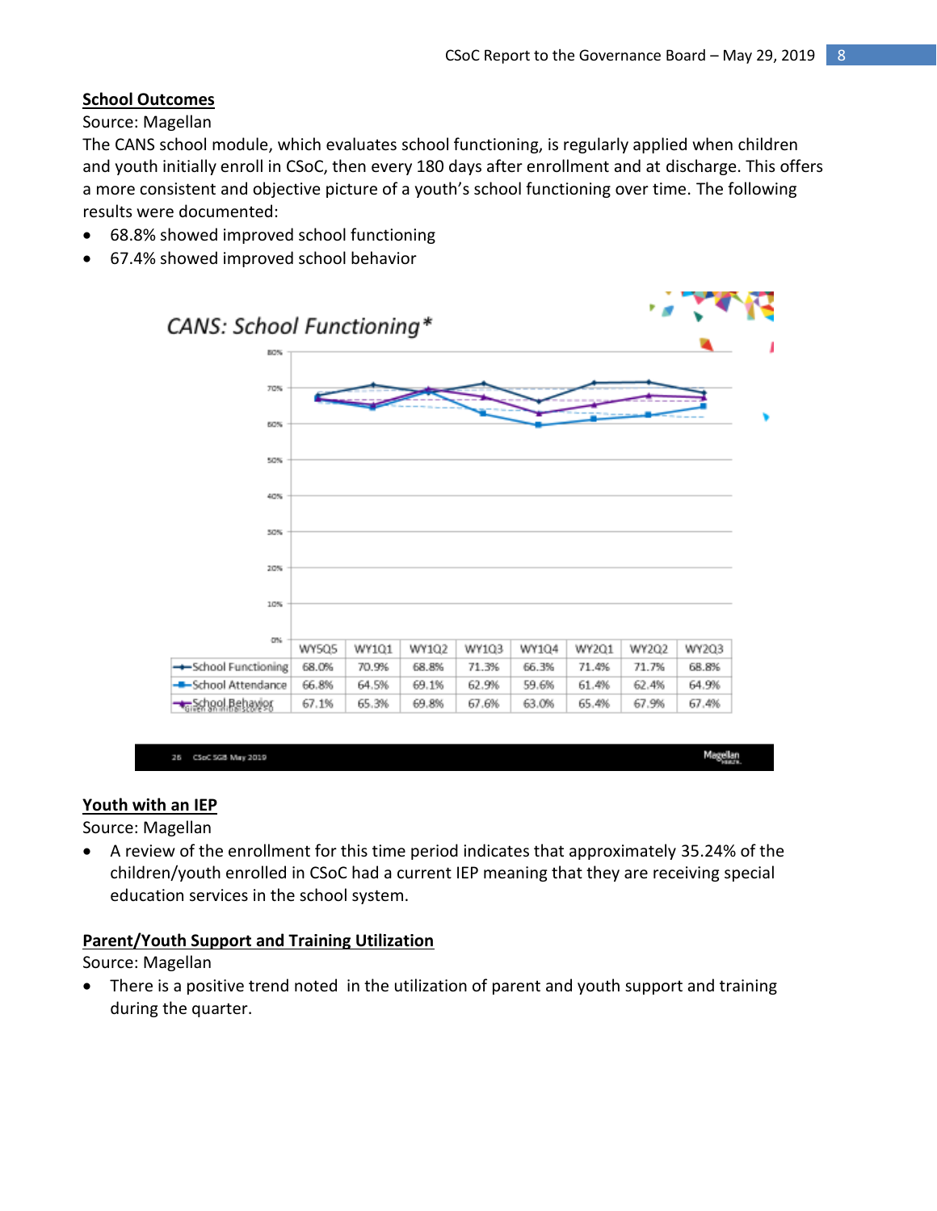## School Outcomes

Source: Magellan

The CANS school module, which evaluates school functioning, is regularly applied when children and youth initially enroll in CSoC, then every 180 days after enrollment and at discharge. This offers a more consistent and objective picture of a youth's school functioning over time. The following results were documented:

- 68.8% showed improved school functioning
- 67.4% showed improved school behavior

*CANS: School Functioning**

| | WY5Q5 | WY1Q1 | WY1Q2 | WY1Q3 | WY1Q4 | WY2Q1 | WY2Q2 | WY2Q3 |
|---|---|---|---|---|---|---|---|---|
| School Functioning | 68.0% | 70.9% | 68.8% | 71.3% | 66.3% | 71.4% | 71.7% | 68.8% |
| School Attendance | 66.8% | 64.5% | 69.1% | 62.9% | 59.6% | 61.4% | 62.4% | 64.9% |
| School Behavior | 67.1% | 65.3% | 69.8% | 67.6% | 63.0% | 65.4% | 67.9% | 67.4% |

*given an initial score >0

## Youth with an IEP

Source: Magellan

- A review of the enrollment for this time period indicates that approximately 35.24% of the children/youth enrolled in CSoC had a current IEP meaning that they are receiving special education services in the school system.

## Parent/Youth Support and Training Utilization

Source: Magellan

- There is a positive trend noted in the utilization of parent and youth support and training during the quarter.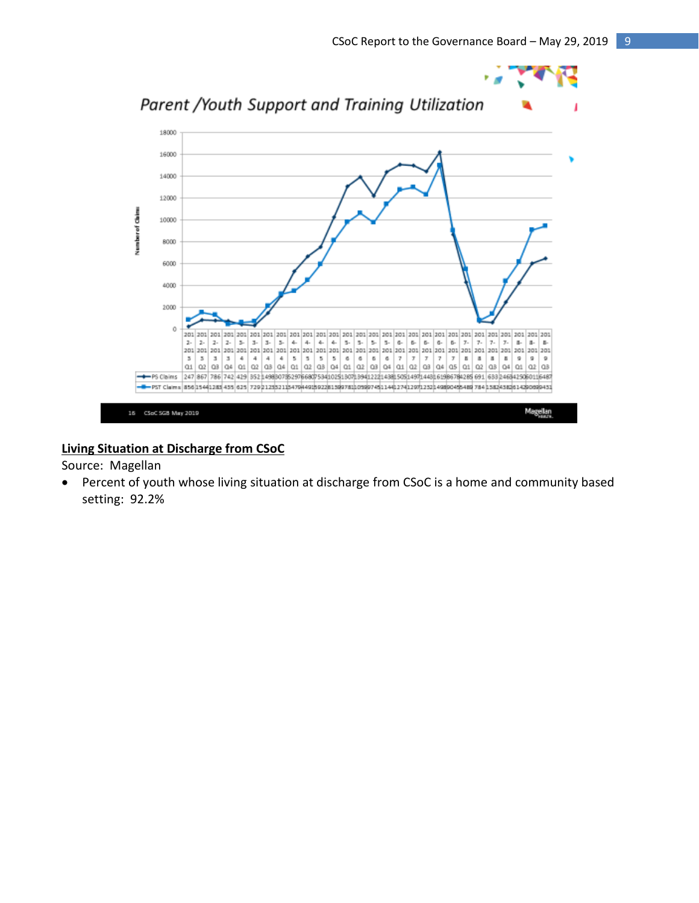## Parent /Youth Support and Training Utilization

| | 2012-2013 Q1 | 2012-2013 Q2 | 2012-2013 Q3 | 2012-2013 Q4 | 2013-2014 Q1 | 2013-2014 Q2 | 2013-2014 Q3 | 2013-2014 Q4 | 2014-2015 Q1 | 2014-2015 Q2 | 2014-2015 Q3 | 2014-2015 Q4 | 2015-2016 Q1 | 2015-2016 Q2 | 2015-2016 Q3 | 2015-2016 Q4 | 2016-2017 Q1 | 2016-2017 Q2 | 2016-2017 Q3 | 2016-2017 Q4 | 2016-2017 Q5 | 2017-2018 Q1 | 2017-2018 Q2 | 2017-2018 Q3 | 2017-2018 Q4 | 2018-2019 Q1 | 2018-2019 Q2 | 2018-2019 Q3 |
|---|---|---|---|---|---|---|---|---|---|---|---|---|---|---|---|---|---|---|---|---|---|---|---|---|---|---|---|---|
| PS Claims | 247 | 867 | 786 | 742 | 429 | 352 | 1498 | 3073 | 5297 | 6680 | 7534 | 10251 | 13071 | 13941 | 12221 | 14381 | 15051 | 14971 | 14431 | 16198 | 8678 | 4285 | 691 | 633 | 2468 | 4250 | 6011 | 6487 |
| PST Claims | 856 | 1544 | 1283 | 455 | 625 | 729 | 2123 | 3211 | 3479 | 4491 | 5922 | 8159 | 9781 | 10599 | 9745 | 11441 | 12741 | 12971 | 12321 | 14988 | 9045 | 5489 | 784 | 1582 | 4438 | 6142 | 9069 | 9451 |

Number of Claims

**<u>Living Situation at Discharge from CSoC</u>**

Source: Magellan

- Percent of youth whose living situation at discharge from CSoC is a home and community based setting: 92.2%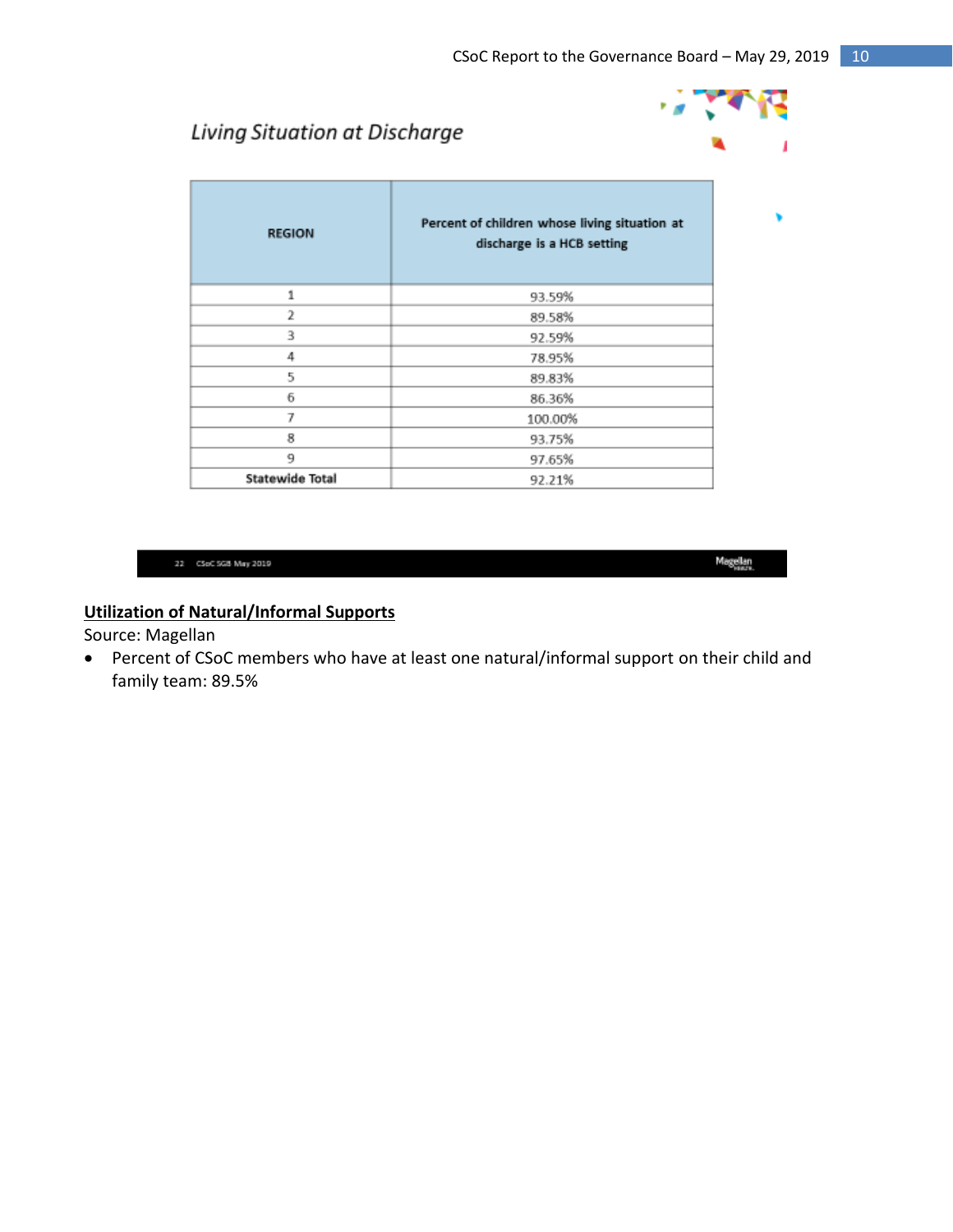## Living Situation at Discharge

| REGION | Percent of children whose living situation at discharge is a HCB setting |
|---|---|
| 1 | 93.59% |
| 2 | 89.58% |
| 3 | 92.59% |
| 4 | 78.95% |
| 5 | 89.83% |
| 6 | 86.36% |
| 7 | 100.00% |
| 8 | 93.75% |
| 9 | 97.65% |
| **Statewide Total** | 92.21% |

22 CSoC SGB May 2019 Magellan

**Utilization of Natural/Informal Supports**

Source: Magellan

- Percent of CSoC members who have at least one natural/informal support on their child and family team: 89.5%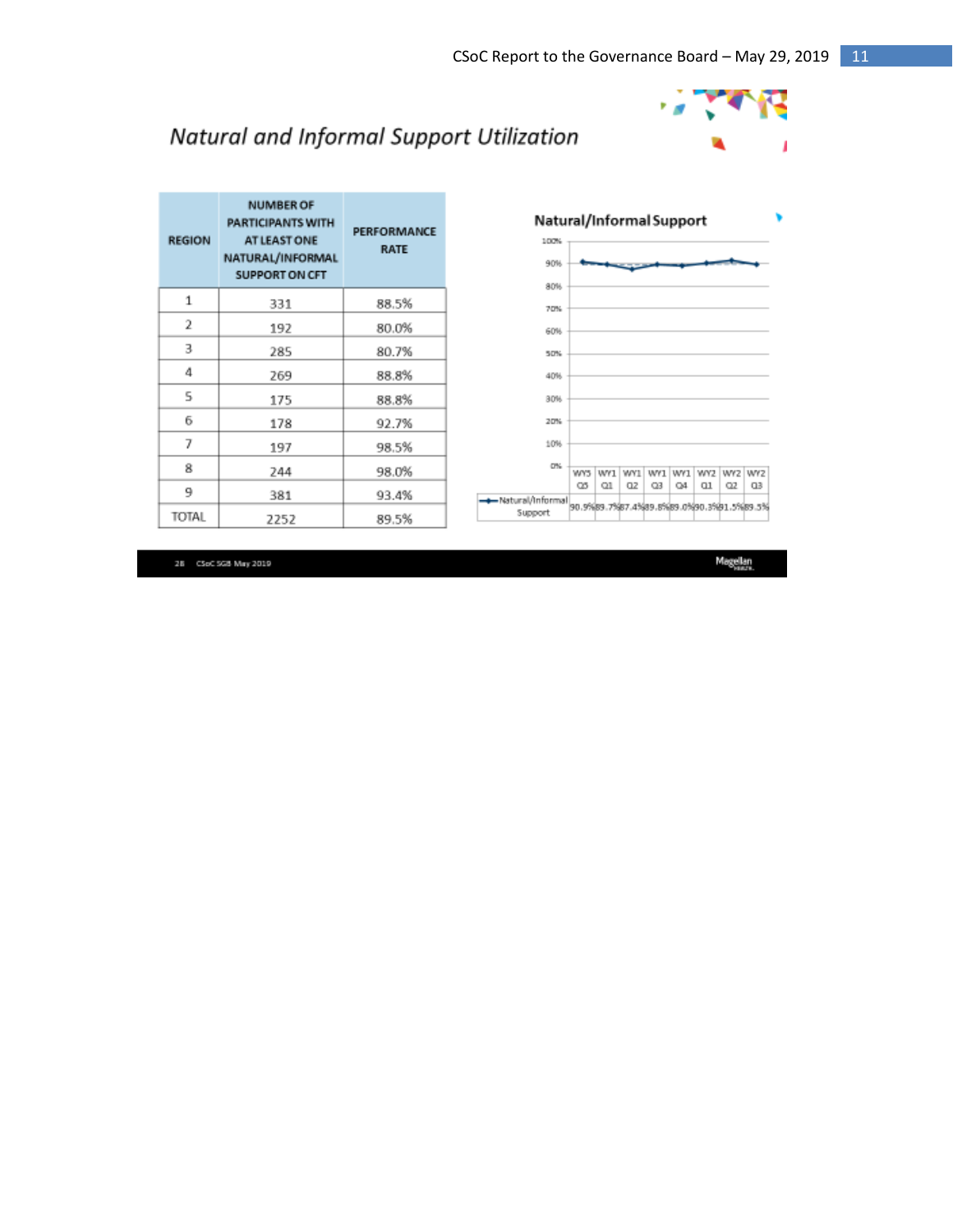## Natural and Informal Support Utilization

| REGION | NUMBER OF PARTICIPANTS WITH AT LEAST ONE NATURAL/INFORMAL SUPPORT ON CFT | PERFORMANCE RATE |
|---|---|---|
| 1 | 331 | 88.5% |
| 2 | 192 | 80.0% |
| 3 | 285 | 80.7% |
| 4 | 269 | 88.8% |
| 5 | 175 | 88.8% |
| 6 | 178 | 92.7% |
| 7 | 197 | 98.5% |
| 8 | 244 | 98.0% |
| 9 | 381 | 93.4% |
| TOTAL | 2252 | 89.5% |

Natural/Informal Support

100%
90%
80%
70%
60%
50%
40%
30%
20%
10%
0%

WY5 Q5
WY1 Q1
WY1 Q2
WY1 Q3
WY1 Q4
WY2 Q1
WY2 Q2
WY2 Q3

Natural/Informal Support
90.9%
89.7%
87.4%
89.8%
89.0%
90.3%
91.5%
89.5%

28 CSoC SGB May 2019

Magellan